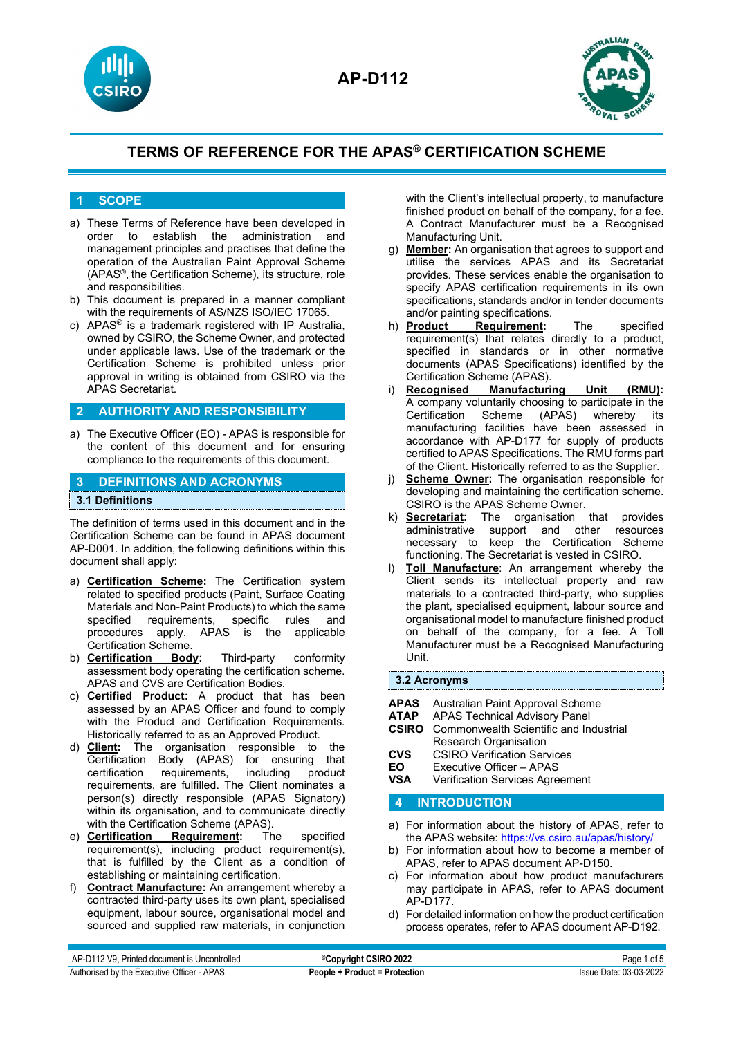# AP-D112

## TERMS OF REFERENCE FOR THE APAS® CERTIFICATION SCHEME

## 1 SCOPE

a) These Terms of Reference have been developed in order to establish the administration and management principles and practises that define the operation of the Australian Paint Approval Scheme (APAS®, the Certification Scheme), its structure, role and responsibilities.

b) This document is prepared in a manner compliant with the requirements of AS/NZS ISO/IEC 17065.

c) APAS® is a trademark registered with IP Australia, owned by CSIRO, the Scheme Owner, and protected under applicable laws. Use of the trademark or the Certification Scheme is prohibited unless prior approval in writing is obtained from CSIRO via the APAS Secretariat.

## 2 AUTHORITY AND RESPONSIBILITY

a) The Executive Officer (EO) - APAS is responsible for the content of this document and for ensuring compliance to the requirements of this document.

## 3 DEFINITIONS AND ACRONYMS

### 3.1 Definitions

The definition of terms used in this document and in the Certification Scheme can be found in APAS document AP-D001. In addition, the following definitions within this document shall apply:

a) **Certification Scheme:** The Certification system related to specified products (Paint, Surface Coating Materials and Non-Paint Products) to which the same specified requirements, specific rules and procedures apply. APAS is the applicable Certification Scheme.

b) **Certification Body:** Third-party conformity assessment body operating the certification scheme. APAS and CVS are Certification Bodies.

c) **Certified Product:** A product that has been assessed by an APAS Officer and found to comply with the Product and Certification Requirements. Historically referred to as an Approved Product.

d) **Client:** The organisation responsible to the Certification Body (APAS) for ensuring that certification requirements, including product requirements, are fulfilled. The Client nominates a person(s) directly responsible (APAS Signatory) within its organisation, and to communicate directly with the Certification Scheme (APAS).

e) **Certification Requirement:** The specified requirement(s), including product requirement(s), that is fulfilled by the Client as a condition of establishing or maintaining certification.

f) **Contract Manufacture:** An arrangement whereby a contracted third-party uses its own plant, specialised equipment, labour source, organisational model and sourced and supplied raw materials, in conjunction with the Client's intellectual property, to manufacture finished product on behalf of the company, for a fee. A Contract Manufacturer must be a Recognised Manufacturing Unit.

g) **Member:** An organisation that agrees to support and utilise the services APAS and its Secretariat provides. These services enable the organisation to specify APAS certification requirements in its own specifications, standards and/or in tender documents and/or painting specifications.

h) **Product Requirement:** The specified requirement(s) that relates directly to a product, specified in standards or in other normative documents (APAS Specifications) identified by the Certification Scheme (APAS).

i) **Recognised Manufacturing Unit (RMU):** A company voluntarily choosing to participate in the Certification Scheme (APAS) whereby its manufacturing facilities have been assessed in accordance with AP-D177 for supply of products certified to APAS Specifications. The RMU forms part of the Client. Historically referred to as the Supplier.

j) **Scheme Owner:** The organisation responsible for developing and maintaining the certification scheme. CSIRO is the APAS Scheme Owner.

k) **Secretariat:** The organisation that provides administrative support and other resources necessary to keep the Certification Scheme functioning. The Secretariat is vested in CSIRO.

l) **Toll Manufacture**: An arrangement whereby the Client sends its intellectual property and raw materials to a contracted third-party, who supplies the plant, specialised equipment, labour source and organisational model to manufacture finished product on behalf of the company, for a fee. A Toll Manufacturer must be a Recognised Manufacturing Unit.

### 3.2 Acronyms

| | |
|---|---|
| **APAS** | Australian Paint Approval Scheme |
| **ATAP** | APAS Technical Advisory Panel |
| **CSIRO** | Commonwealth Scientific and Industrial Research Organisation |
| **CVS** | CSIRO Verification Services |
| **EO** | Executive Officer – APAS |
| **VSA** | Verification Services Agreement |

## 4 INTRODUCTION

a) For information about the history of APAS, refer to the APAS website: https://vs.csiro.au/apas/history/

b) For information about how to become a member of APAS, refer to APAS document AP-D150.

c) For information about how product manufacturers may participate in APAS, refer to APAS document AP-D177.

d) For detailed information on how the product certification process operates, refer to APAS document AP-D192.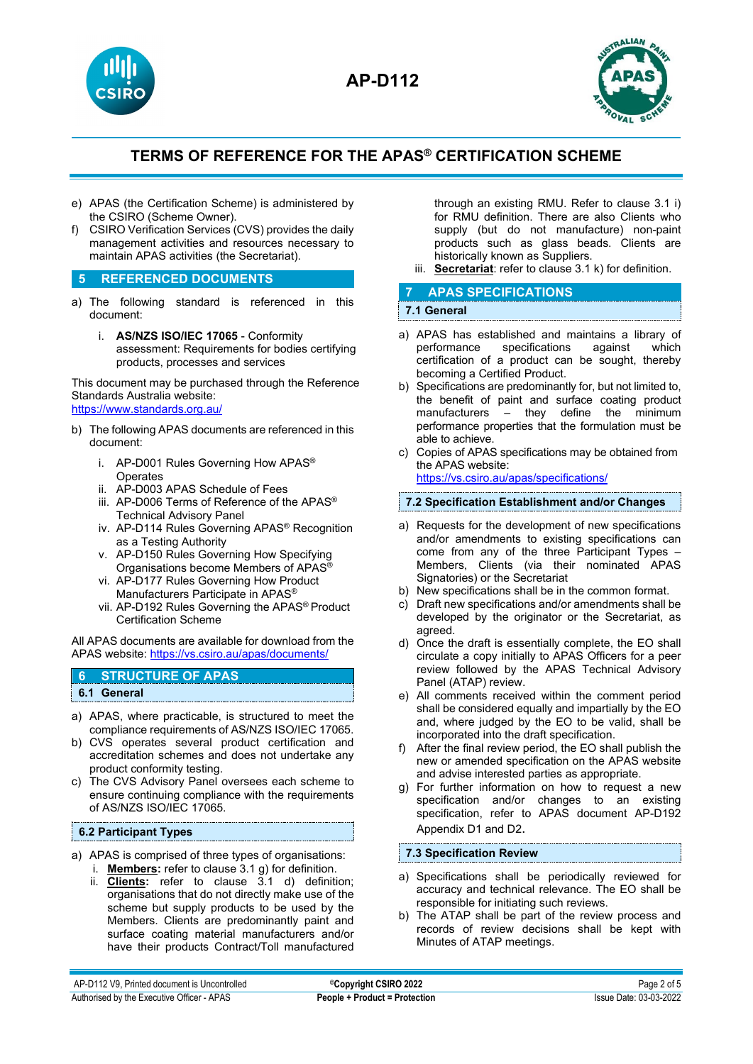e) APAS (the Certification Scheme) is administered by the CSIRO (Scheme Owner).
f) CSIRO Verification Services (CVS) provides the daily management activities and resources necessary to maintain APAS activities (the Secretariat).

## 5 REFERENCED DOCUMENTS

a) The following standard is referenced in this document:

   i. **AS/NZS ISO/IEC 17065** - Conformity assessment: Requirements for bodies certifying products, processes and services

This document may be purchased through the Reference Standards Australia website:
https://www.standards.org.au/

b) The following APAS documents are referenced in this document:

   i. AP-D001 Rules Governing How APAS® Operates
   ii. AP-D003 APAS Schedule of Fees
   iii. AP-D006 Terms of Reference of the APAS® Technical Advisory Panel
   iv. AP-D114 Rules Governing APAS® Recognition as a Testing Authority
   v. AP-D150 Rules Governing How Specifying Organisations become Members of APAS®
   vi. AP-D177 Rules Governing How Product Manufacturers Participate in APAS®
   vii. AP-D192 Rules Governing the APAS® Product Certification Scheme

All APAS documents are available for download from the APAS website: https://vs.csiro.au/apas/documents/

## 6 STRUCTURE OF APAS

### 6.1 General

a) APAS, where practicable, is structured to meet the compliance requirements of AS/NZS ISO/IEC 17065.
b) CVS operates several product certification and accreditation schemes and does not undertake any product conformity testing.
c) The CVS Advisory Panel oversees each scheme to ensure continuing compliance with the requirements of AS/NZS ISO/IEC 17065.

### 6.2 Participant Types

a) APAS is comprised of three types of organisations:
   i. **Members:** refer to clause 3.1 g) for definition.
   ii. **Clients:** refer to clause 3.1 d) definition; organisations that do not directly make use of the scheme but supply products to be used by the Members. Clients are predominantly paint and surface coating material manufacturers and/or have their products Contract/Toll manufactured through an existing RMU. Refer to clause 3.1 i) for RMU definition. There are also Clients who supply (but do not manufacture) non-paint products such as glass beads. Clients are historically known as Suppliers.
   iii. **Secretariat**: refer to clause 3.1 k) for definition.

## 7 APAS SPECIFICATIONS

### 7.1 General

a) APAS has established and maintains a library of performance specifications against which certification of a product can be sought, thereby becoming a Certified Product.
b) Specifications are predominantly for, but not limited to, the benefit of paint and surface coating product manufacturers – they define the minimum performance properties that the formulation must be able to achieve.
c) Copies of APAS specifications may be obtained from the APAS website:
https://vs.csiro.au/apas/specifications/

### 7.2 Specification Establishment and/or Changes

a) Requests for the development of new specifications and/or amendments to existing specifications can come from any of the three Participant Types – Members, Clients (via their nominated APAS Signatories) or the Secretariat
b) New specifications shall be in the common format.
c) Draft new specifications and/or amendments shall be developed by the originator or the Secretariat, as agreed.
d) Once the draft is essentially complete, the EO shall circulate a copy initially to APAS Officers for a peer review followed by the APAS Technical Advisory Panel (ATAP) review.
e) All comments received within the comment period shall be considered equally and impartially by the EO and, where judged by the EO to be valid, shall be incorporated into the draft specification.
f) After the final review period, the EO shall publish the new or amended specification on the APAS website and advise interested parties as appropriate.
g) For further information on how to request a new specification and/or changes to an existing specification, refer to APAS document AP-D192 Appendix D1 and D2.

### 7.3 Specification Review

a) Specifications shall be periodically reviewed for accuracy and technical relevance. The EO shall be responsible for initiating such reviews.
b) The ATAP shall be part of the review process and records of review decisions shall be kept with Minutes of ATAP meetings.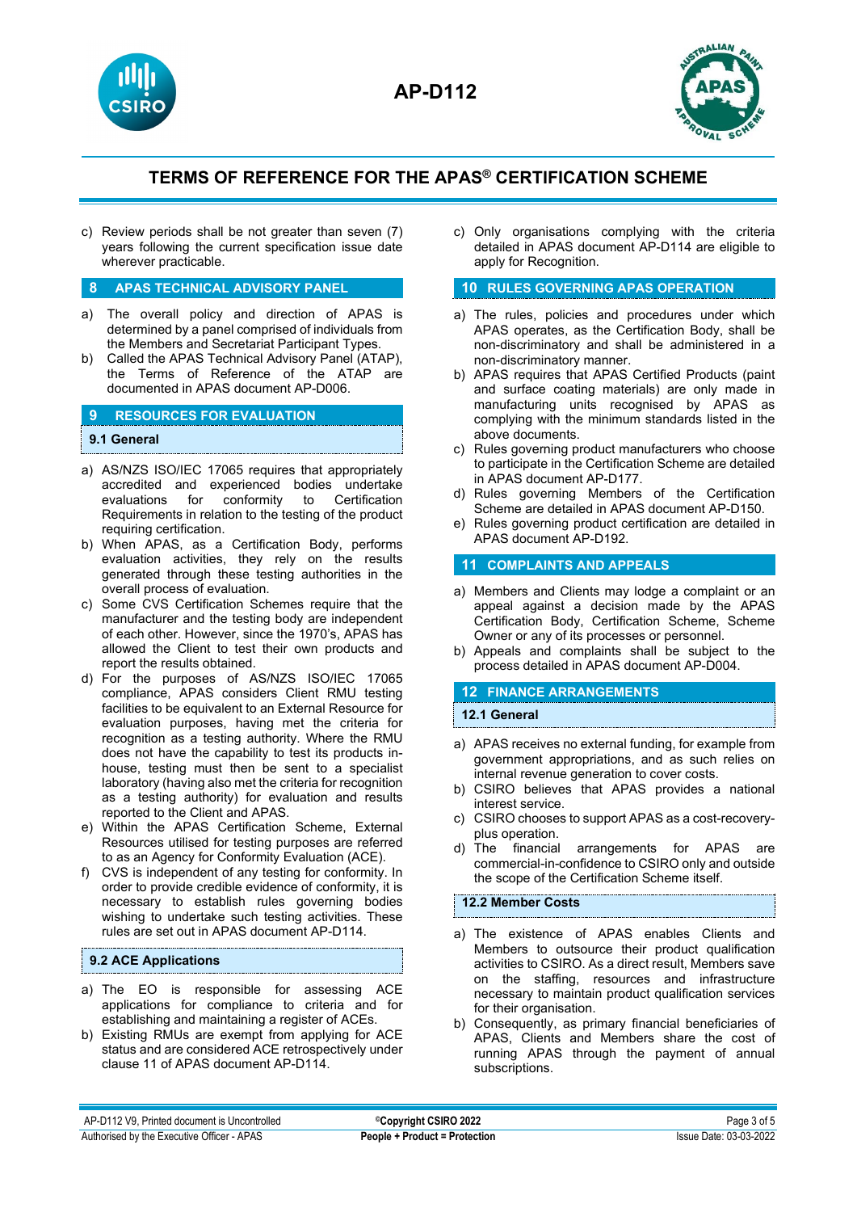c) Review periods shall be not greater than seven (7) years following the current specification issue date wherever practicable.

## 8 APAS TECHNICAL ADVISORY PANEL

a) The overall policy and direction of APAS is determined by a panel comprised of individuals from the Members and Secretariat Participant Types.
b) Called the APAS Technical Advisory Panel (ATAP), the Terms of Reference of the ATAP are documented in APAS document AP-D006.

## 9 RESOURCES FOR EVALUATION

### 9.1 General

a) AS/NZS ISO/IEC 17065 requires that appropriately accredited and experienced bodies undertake evaluations for conformity to Certification Requirements in relation to the testing of the product requiring certification.
b) When APAS, as a Certification Body, performs evaluation activities, they rely on the results generated through these testing authorities in the overall process of evaluation.
c) Some CVS Certification Schemes require that the manufacturer and the testing body are independent of each other. However, since the 1970's, APAS has allowed the Client to test their own products and report the results obtained.
d) For the purposes of AS/NZS ISO/IEC 17065 compliance, APAS considers Client RMU testing facilities to be equivalent to an External Resource for evaluation purposes, having met the criteria for recognition as a testing authority. Where the RMU does not have the capability to test its products in-house, testing must then be sent to a specialist laboratory (having also met the criteria for recognition as a testing authority) for evaluation and results reported to the Client and APAS.
e) Within the APAS Certification Scheme, External Resources utilised for testing purposes are referred to as an Agency for Conformity Evaluation (ACE).
f) CVS is independent of any testing for conformity. In order to provide credible evidence of conformity, it is necessary to establish rules governing bodies wishing to undertake such testing activities. These rules are set out in APAS document AP-D114.

### 9.2 ACE Applications

a) The EO is responsible for assessing ACE applications for compliance to criteria and for establishing and maintaining a register of ACEs.
b) Existing RMUs are exempt from applying for ACE status and are considered ACE retrospectively under clause 11 of APAS document AP-D114.
c) Only organisations complying with the criteria detailed in APAS document AP-D114 are eligible to apply for Recognition.

## 10 RULES GOVERNING APAS OPERATION

a) The rules, policies and procedures under which APAS operates, as the Certification Body, shall be non-discriminatory and shall be administered in a non-discriminatory manner.
b) APAS requires that APAS Certified Products (paint and surface coating materials) are only made in manufacturing units recognised by APAS as complying with the minimum standards listed in the above documents.
c) Rules governing product manufacturers who choose to participate in the Certification Scheme are detailed in APAS document AP-D177.
d) Rules governing Members of the Certification Scheme are detailed in APAS document AP-D150.
e) Rules governing product certification are detailed in APAS document AP-D192.

## 11 COMPLAINTS AND APPEALS

a) Members and Clients may lodge a complaint or an appeal against a decision made by the APAS Certification Body, Certification Scheme, Scheme Owner or any of its processes or personnel.
b) Appeals and complaints shall be subject to the process detailed in APAS document AP-D004.

## 12 FINANCE ARRANGEMENTS

### 12.1 General

a) APAS receives no external funding, for example from government appropriations, and as such relies on internal revenue generation to cover costs.
b) CSIRO believes that APAS provides a national interest service.
c) CSIRO chooses to support APAS as a cost-recovery-plus operation.
d) The financial arrangements for APAS are commercial-in-confidence to CSIRO only and outside the scope of the Certification Scheme itself.

### 12.2 Member Costs

a) The existence of APAS enables Clients and Members to outsource their product qualification activities to CSIRO. As a direct result, Members save on the staffing, resources and infrastructure necessary to maintain product qualification services for their organisation.
b) Consequently, as primary financial beneficiaries of APAS, Clients and Members share the cost of running APAS through the payment of annual subscriptions.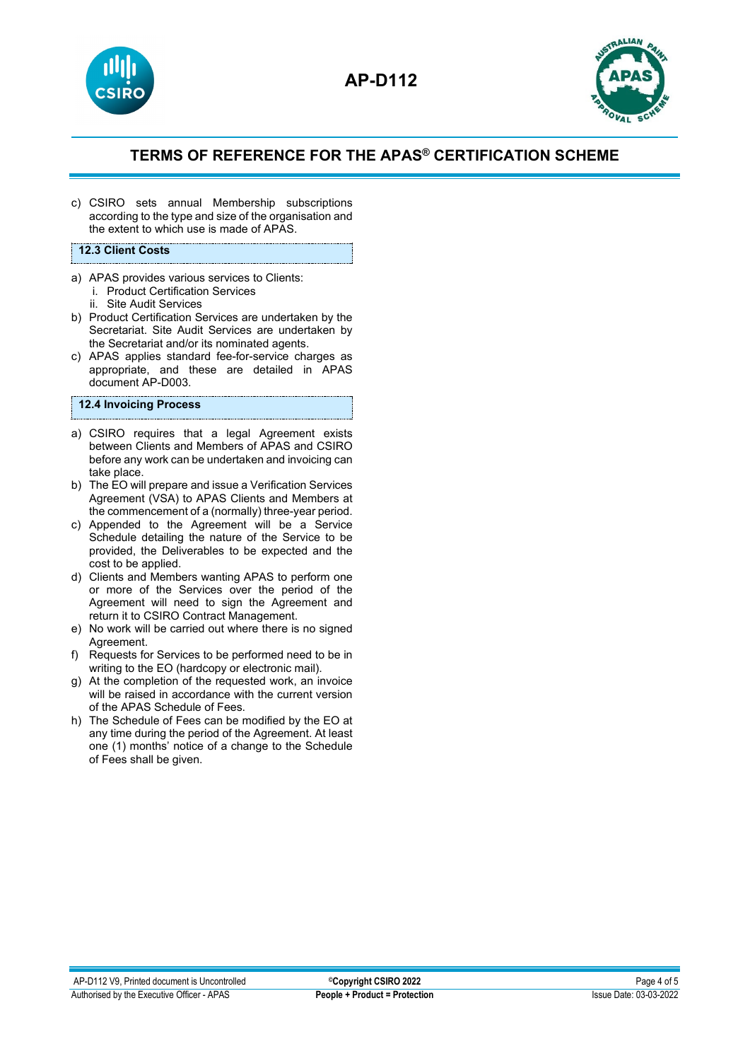c) CSIRO sets annual Membership subscriptions according to the type and size of the organisation and the extent to which use is made of APAS.

### 12.3 Client Costs

a) APAS provides various services to Clients:
   i. Product Certification Services
   ii. Site Audit Services
b) Product Certification Services are undertaken by the Secretariat. Site Audit Services are undertaken by the Secretariat and/or its nominated agents.
c) APAS applies standard fee-for-service charges as appropriate, and these are detailed in APAS document AP-D003.

### 12.4 Invoicing Process

a) CSIRO requires that a legal Agreement exists between Clients and Members of APAS and CSIRO before any work can be undertaken and invoicing can take place.
b) The EO will prepare and issue a Verification Services Agreement (VSA) to APAS Clients and Members at the commencement of a (normally) three-year period.
c) Appended to the Agreement will be a Service Schedule detailing the nature of the Service to be provided, the Deliverables to be expected and the cost to be applied.
d) Clients and Members wanting APAS to perform one or more of the Services over the period of the Agreement will need to sign the Agreement and return it to CSIRO Contract Management.
e) No work will be carried out where there is no signed Agreement.
f) Requests for Services to be performed need to be in writing to the EO (hardcopy or electronic mail).
g) At the completion of the requested work, an invoice will be raised in accordance with the current version of the APAS Schedule of Fees.
h) The Schedule of Fees can be modified by the EO at any time during the period of the Agreement. At least one (1) months' notice of a change to the Schedule of Fees shall be given.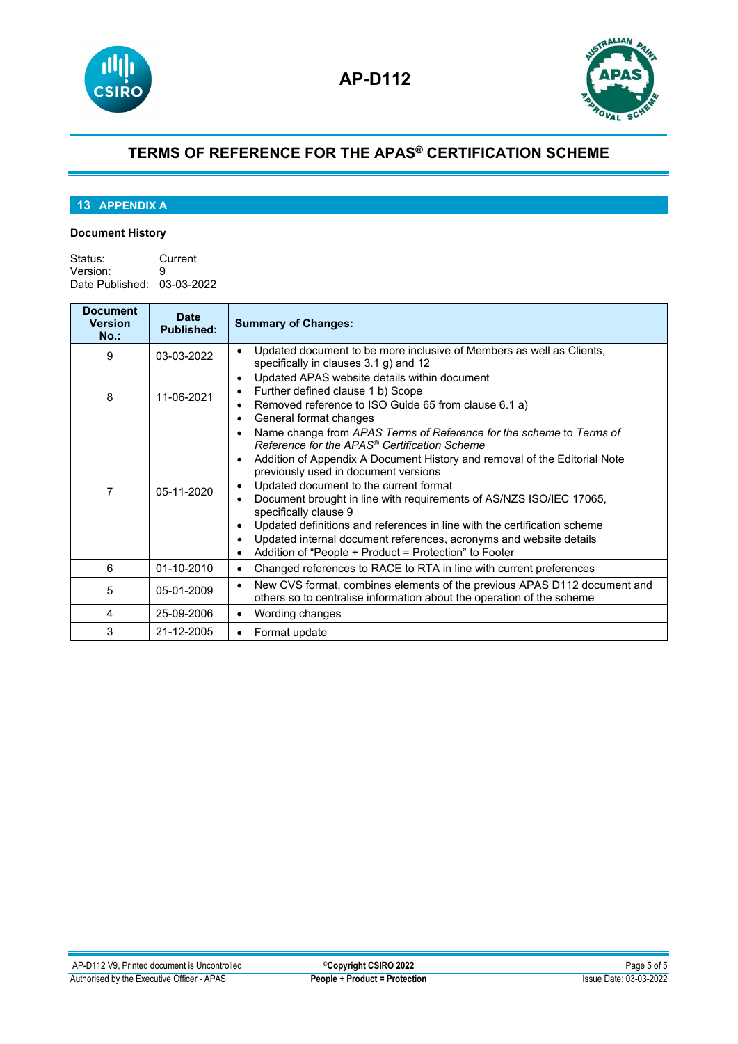## 13 APPENDIX A

**Document History**

Status: Current
Version: 9
Date Published: 03-03-2022

| Document Version No.: | Date Published: | Summary of Changes: |
|---|---|---|
| 9 | 03-03-2022 | • Updated document to be more inclusive of Members as well as Clients, specifically in clauses 3.1 g) and 12 |
| 8 | 11-06-2021 | • Updated APAS website details within document<br>• Further defined clause 1 b) Scope<br>• Removed reference to ISO Guide 65 from clause 6.1 a)<br>• General format changes |
| 7 | 05-11-2020 | • Name change from *APAS Terms of Reference for the scheme* to *Terms of Reference for the APAS® Certification Scheme*<br>• Addition of Appendix A Document History and removal of the Editorial Note previously used in document versions<br>• Updated document to the current format<br>• Document brought in line with requirements of AS/NZS ISO/IEC 17065, specifically clause 9<br>• Updated definitions and references in line with the certification scheme<br>• Updated internal document references, acronyms and website details<br>• Addition of "People + Product = Protection" to Footer |
| 6 | 01-10-2010 | • Changed references to RACE to RTA in line with current preferences |
| 5 | 05-01-2009 | • New CVS format, combines elements of the previous APAS D112 document and others so to centralise information about the operation of the scheme |
| 4 | 25-09-2006 | • Wording changes |
| 3 | 21-12-2005 | • Format update |